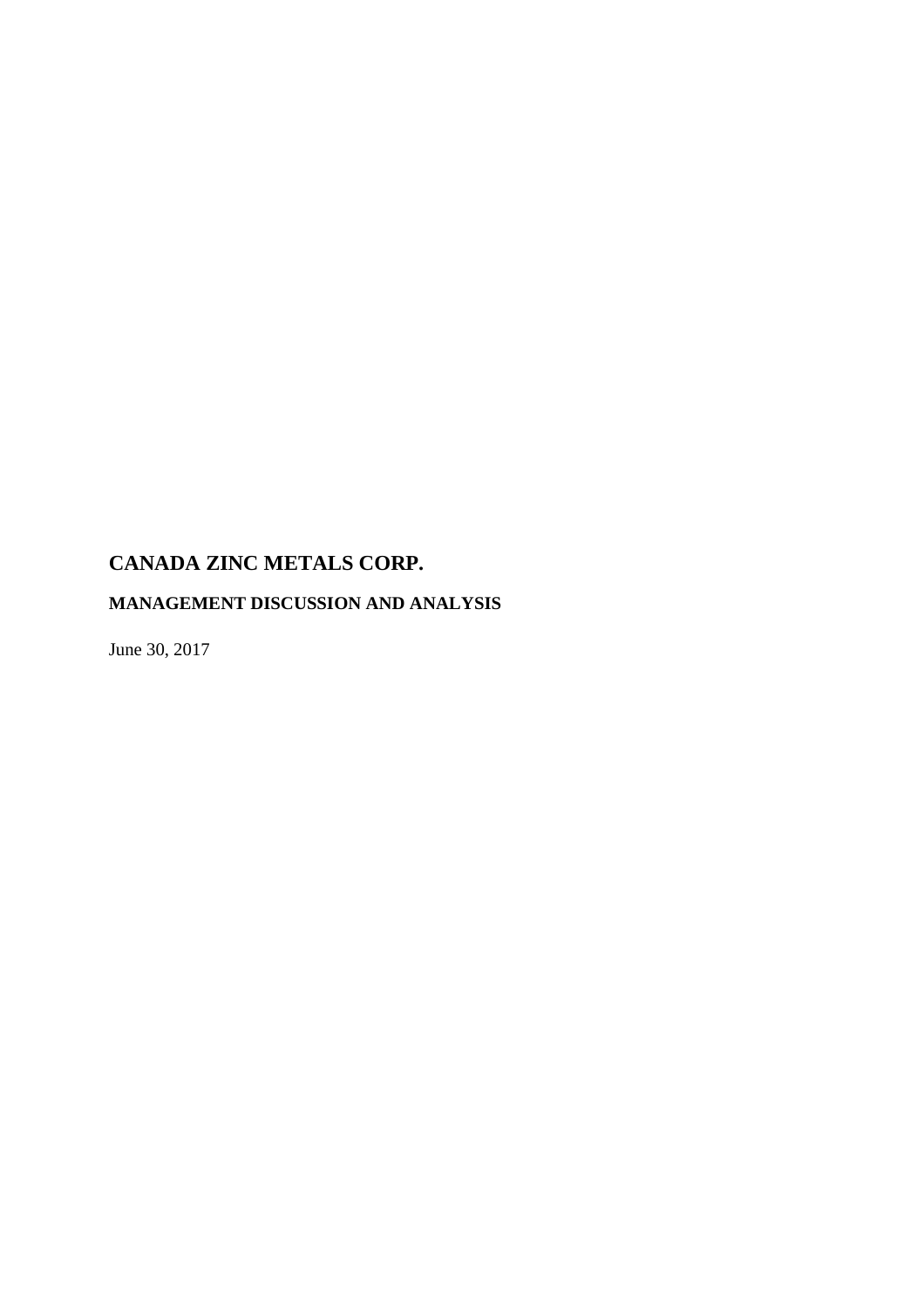# CANADA ZINC METALS CORP.

## MANAGEMENT DISCUSSION AND ANALYSIS

June 30, 2017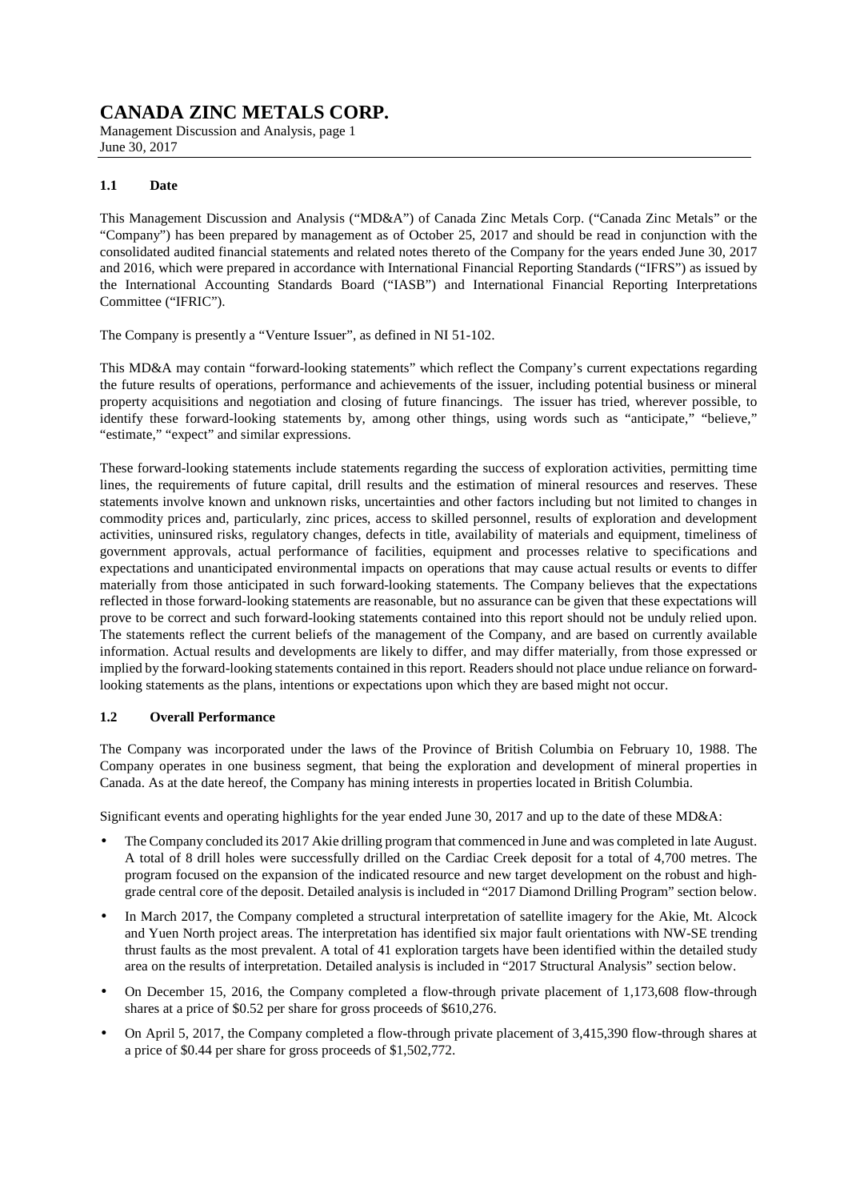## 1.1 Date

This Management Discussion and Analysis ("MD&A") of Canada Zinc Metals Corp. ("Canada Zinc Metals" or the "Company") has been prepared by management as of October 25, 2017 and should be read in conjunction with the consolidated audited financial statements and related notes thereto of the Company for the years ended June 30, 2017 and 2016, which were prepared in accordance with International Financial Reporting Standards ("IFRS") as issued by the International Accounting Standards Board ("IASB") and International Financial Reporting Interpretations Committee ("IFRIC").

The Company is presently a "Venture Issuer", as defined in NI 51-102.

This MD&A may contain "forward-looking statements" which reflect the Company's current expectations regarding the future results of operations, performance and achievements of the issuer, including potential business or mineral property acquisitions and negotiation and closing of future financings. The issuer has tried, wherever possible, to identify these forward-looking statements by, among other things, using words such as "anticipate," "believe," "estimate," "expect" and similar expressions.

These forward-looking statements include statements regarding the success of exploration activities, permitting time lines, the requirements of future capital, drill results and the estimation of mineral resources and reserves. These statements involve known and unknown risks, uncertainties and other factors including but not limited to changes in commodity prices and, particularly, zinc prices, access to skilled personnel, results of exploration and development activities, uninsured risks, regulatory changes, defects in title, availability of materials and equipment, timeliness of government approvals, actual performance of facilities, equipment and processes relative to specifications and expectations and unanticipated environmental impacts on operations that may cause actual results or events to differ materially from those anticipated in such forward-looking statements. The Company believes that the expectations reflected in those forward-looking statements are reasonable, but no assurance can be given that these expectations will prove to be correct and such forward-looking statements contained into this report should not be unduly relied upon. The statements reflect the current beliefs of the management of the Company, and are based on currently available information. Actual results and developments are likely to differ, and may differ materially, from those expressed or implied by the forward-looking statements contained in this report. Readers should not place undue reliance on forward-looking statements as the plans, intentions or expectations upon which they are based might not occur.

## 1.2 Overall Performance

The Company was incorporated under the laws of the Province of British Columbia on February 10, 1988. The Company operates in one business segment, that being the exploration and development of mineral properties in Canada. As at the date hereof, the Company has mining interests in properties located in British Columbia.

Significant events and operating highlights for the year ended June 30, 2017 and up to the date of these MD&A:

- The Company concluded its 2017 Akie drilling program that commenced in June and was completed in late August. A total of 8 drill holes were successfully drilled on the Cardiac Creek deposit for a total of 4,700 metres. The program focused on the expansion of the indicated resource and new target development on the robust and high-grade central core of the deposit. Detailed analysis is included in "2017 Diamond Drilling Program" section below.
- In March 2017, the Company completed a structural interpretation of satellite imagery for the Akie, Mt. Alcock and Yuen North project areas. The interpretation has identified six major fault orientations with NW-SE trending thrust faults as the most prevalent. A total of 41 exploration targets have been identified within the detailed study area on the results of interpretation. Detailed analysis is included in "2017 Structural Analysis" section below.
- On December 15, 2016, the Company completed a flow-through private placement of 1,173,608 flow-through shares at a price of $0.52 per share for gross proceeds of $610,276.
- On April 5, 2017, the Company completed a flow-through private placement of 3,415,390 flow-through shares at a price of $0.44 per share for gross proceeds of $1,502,772.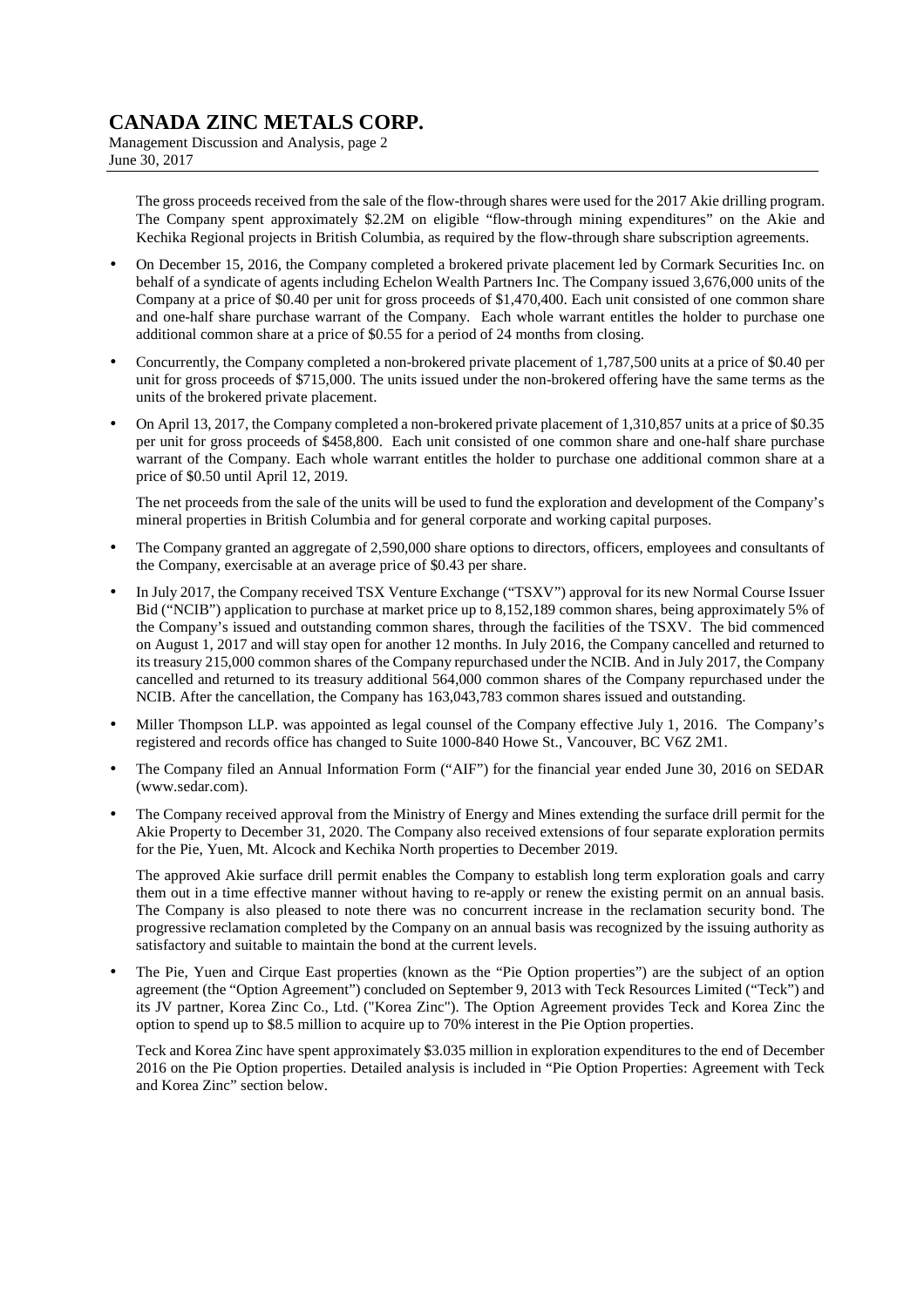The gross proceeds received from the sale of the flow-through shares were used for the 2017 Akie drilling program. The Company spent approximately $2.2M on eligible "flow-through mining expenditures" on the Akie and Kechika Regional projects in British Columbia, as required by the flow-through share subscription agreements.

- On December 15, 2016, the Company completed a brokered private placement led by Cormark Securities Inc. on behalf of a syndicate of agents including Echelon Wealth Partners Inc. The Company issued 3,676,000 units of the Company at a price of $0.40 per unit for gross proceeds of $1,470,400. Each unit consisted of one common share and one-half share purchase warrant of the Company. Each whole warrant entitles the holder to purchase one additional common share at a price of $0.55 for a period of 24 months from closing.

- Concurrently, the Company completed a non-brokered private placement of 1,787,500 units at a price of $0.40 per unit for gross proceeds of $715,000. The units issued under the non-brokered offering have the same terms as the units of the brokered private placement.

- On April 13, 2017, the Company completed a non-brokered private placement of 1,310,857 units at a price of $0.35 per unit for gross proceeds of $458,800. Each unit consisted of one common share and one-half share purchase warrant of the Company. Each whole warrant entitles the holder to purchase one additional common share at a price of $0.50 until April 12, 2019.

  The net proceeds from the sale of the units will be used to fund the exploration and development of the Company's mineral properties in British Columbia and for general corporate and working capital purposes.

- The Company granted an aggregate of 2,590,000 share options to directors, officers, employees and consultants of the Company, exercisable at an average price of $0.43 per share.

- In July 2017, the Company received TSX Venture Exchange ("TSXV") approval for its new Normal Course Issuer Bid ("NCIB") application to purchase at market price up to 8,152,189 common shares, being approximately 5% of the Company's issued and outstanding common shares, through the facilities of the TSXV. The bid commenced on August 1, 2017 and will stay open for another 12 months. In July 2016, the Company cancelled and returned to its treasury 215,000 common shares of the Company repurchased under the NCIB. And in July 2017, the Company cancelled and returned to its treasury additional 564,000 common shares of the Company repurchased under the NCIB. After the cancellation, the Company has 163,043,783 common shares issued and outstanding.

- Miller Thompson LLP. was appointed as legal counsel of the Company effective July 1, 2016. The Company's registered and records office has changed to Suite 1000-840 Howe St., Vancouver, BC V6Z 2M1.

- The Company filed an Annual Information Form ("AIF") for the financial year ended June 30, 2016 on SEDAR (www.sedar.com).

- The Company received approval from the Ministry of Energy and Mines extending the surface drill permit for the Akie Property to December 31, 2020. The Company also received extensions of four separate exploration permits for the Pie, Yuen, Mt. Alcock and Kechika North properties to December 2019.

  The approved Akie surface drill permit enables the Company to establish long term exploration goals and carry them out in a time effective manner without having to re-apply or renew the existing permit on an annual basis. The Company is also pleased to note there was no concurrent increase in the reclamation security bond. The progressive reclamation completed by the Company on an annual basis was recognized by the issuing authority as satisfactory and suitable to maintain the bond at the current levels.

- The Pie, Yuen and Cirque East properties (known as the "Pie Option properties") are the subject of an option agreement (the "Option Agreement") concluded on September 9, 2013 with Teck Resources Limited ("Teck") and its JV partner, Korea Zinc Co., Ltd. ("Korea Zinc"). The Option Agreement provides Teck and Korea Zinc the option to spend up to $8.5 million to acquire up to 70% interest in the Pie Option properties.

  Teck and Korea Zinc have spent approximately $3.035 million in exploration expenditures to the end of December 2016 on the Pie Option properties. Detailed analysis is included in "Pie Option Properties: Agreement with Teck and Korea Zinc" section below.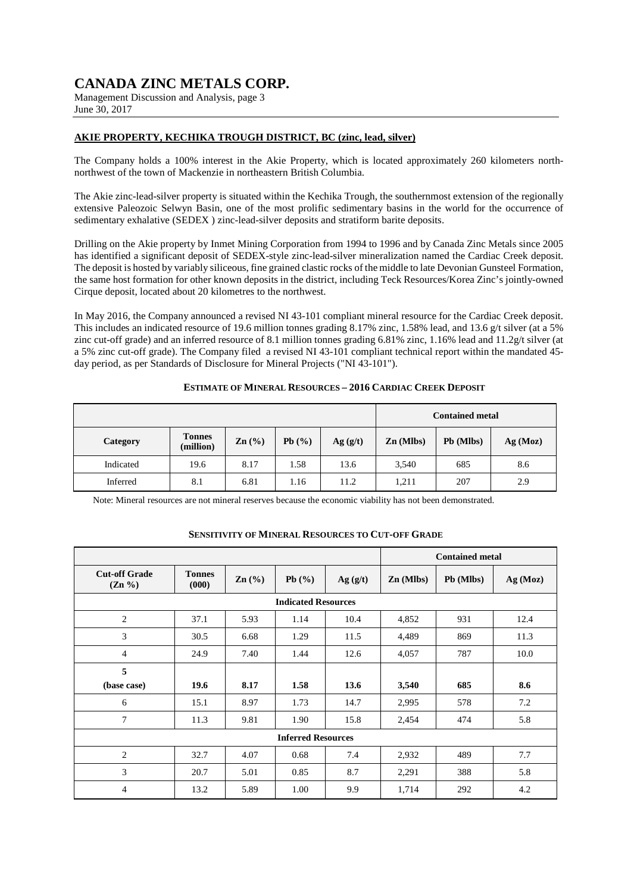## AKIE PROPERTY, KECHIKA TROUGH DISTRICT, BC (zinc, lead, silver)

The Company holds a 100% interest in the Akie Property, which is located approximately 260 kilometers north-northwest of the town of Mackenzie in northeastern British Columbia.

The Akie zinc-lead-silver property is situated within the Kechika Trough, the southernmost extension of the regionally extensive Paleozoic Selwyn Basin, one of the most prolific sedimentary basins in the world for the occurrence of sedimentary exhalative (SEDEX ) zinc-lead-silver deposits and stratiform barite deposits.

Drilling on the Akie property by Inmet Mining Corporation from 1994 to 1996 and by Canada Zinc Metals since 2005 has identified a significant deposit of SEDEX-style zinc-lead-silver mineralization named the Cardiac Creek deposit. The deposit is hosted by variably siliceous, fine grained clastic rocks of the middle to late Devonian Gunsteel Formation, the same host formation for other known deposits in the district, including Teck Resources/Korea Zinc's jointly-owned Cirque deposit, located about 20 kilometres to the northwest.

In May 2016, the Company announced a revised NI 43-101 compliant mineral resource for the Cardiac Creek deposit. This includes an indicated resource of 19.6 million tonnes grading 8.17% zinc, 1.58% lead, and 13.6 g/t silver (at a 5% zinc cut-off grade) and an inferred resource of 8.1 million tonnes grading 6.81% zinc, 1.16% lead and 11.2g/t silver (at a 5% zinc cut-off grade). The Company filed a revised NI 43-101 compliant technical report within the mandated 45-day period, as per Standards of Disclosure for Mineral Projects ("NI 43-101").

**ESTIMATE OF MINERAL RESOURCES – 2016 CARDIAC CREEK DEPOSIT**

| | | | | | Contained metal | | |
|---|---|---|---|---|---|---|---|
| Category | Tonnes (million) | Zn (%) | Pb (%) | Ag (g/t) | Zn (Mlbs) | Pb (Mlbs) | Ag (Moz) |
| Indicated | 19.6 | 8.17 | 1.58 | 13.6 | 3,540 | 685 | 8.6 |
| Inferred | 8.1 | 6.81 | 1.16 | 11.2 | 1,211 | 207 | 2.9 |

Note: Mineral resources are not mineral reserves because the economic viability has not been demonstrated.

**SENSITIVITY OF MINERAL RESOURCES TO CUT-OFF GRADE**

| | | | | | Contained metal | | |
|---|---|---|---|---|---|---|---|
| Cut-off Grade (Zn %) | Tonnes (000) | Zn (%) | Pb (%) | Ag (g/t) | Zn (Mlbs) | Pb (Mlbs) | Ag (Moz) |
| **Indicated Resources** | | | | | | | |
| 2 | 37.1 | 5.93 | 1.14 | 10.4 | 4,852 | 931 | 12.4 |
| 3 | 30.5 | 6.68 | 1.29 | 11.5 | 4,489 | 869 | 11.3 |
| 4 | 24.9 | 7.40 | 1.44 | 12.6 | 4,057 | 787 | 10.0 |
| **5 (base case)** | **19.6** | **8.17** | **1.58** | **13.6** | **3,540** | **685** | **8.6** |
| 6 | 15.1 | 8.97 | 1.73 | 14.7 | 2,995 | 578 | 7.2 |
| 7 | 11.3 | 9.81 | 1.90 | 15.8 | 2,454 | 474 | 5.8 |
| **Inferred Resources** | | | | | | | |
| 2 | 32.7 | 4.07 | 0.68 | 7.4 | 2,932 | 489 | 7.7 |
| 3 | 20.7 | 5.01 | 0.85 | 8.7 | 2,291 | 388 | 5.8 |
| 4 | 13.2 | 5.89 | 1.00 | 9.9 | 1,714 | 292 | 4.2 |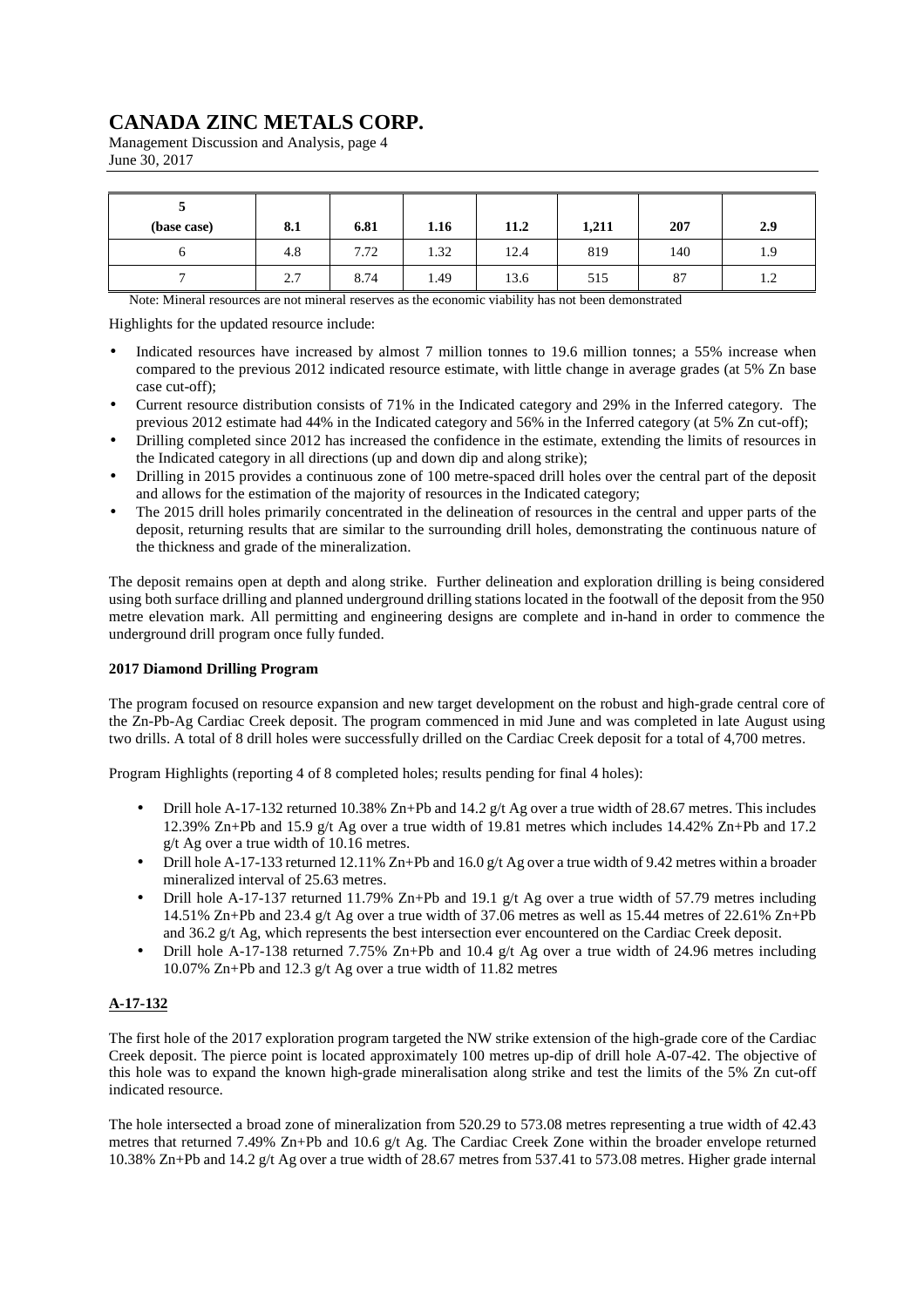| 5 (base case) | 8.1 | 6.81 | 1.16 | 11.2 | 1,211 | 207 | 2.9 |
|---|---|---|---|---|---|---|---|
| 6 | 4.8 | 7.72 | 1.32 | 12.4 | 819 | 140 | 1.9 |
| 7 | 2.7 | 8.74 | 1.49 | 13.6 | 515 | 87 | 1.2 |

Note: Mineral resources are not mineral reserves as the economic viability has not been demonstrated

Highlights for the updated resource include:

- Indicated resources have increased by almost 7 million tonnes to 19.6 million tonnes; a 55% increase when compared to the previous 2012 indicated resource estimate, with little change in average grades (at 5% Zn base case cut-off);
- Current resource distribution consists of 71% in the Indicated category and 29% in the Inferred category. The previous 2012 estimate had 44% in the Indicated category and 56% in the Inferred category (at 5% Zn cut-off);
- Drilling completed since 2012 has increased the confidence in the estimate, extending the limits of resources in the Indicated category in all directions (up and down dip and along strike);
- Drilling in 2015 provides a continuous zone of 100 metre-spaced drill holes over the central part of the deposit and allows for the estimation of the majority of resources in the Indicated category;
- The 2015 drill holes primarily concentrated in the delineation of resources in the central and upper parts of the deposit, returning results that are similar to the surrounding drill holes, demonstrating the continuous nature of the thickness and grade of the mineralization.

The deposit remains open at depth and along strike. Further delineation and exploration drilling is being considered using both surface drilling and planned underground drilling stations located in the footwall of the deposit from the 950 metre elevation mark. All permitting and engineering designs are complete and in-hand in order to commence the underground drill program once fully funded.

**2017 Diamond Drilling Program**

The program focused on resource expansion and new target development on the robust and high-grade central core of the Zn-Pb-Ag Cardiac Creek deposit. The program commenced in mid June and was completed in late August using two drills. A total of 8 drill holes were successfully drilled on the Cardiac Creek deposit for a total of 4,700 metres.

Program Highlights (reporting 4 of 8 completed holes; results pending for final 4 holes):

- Drill hole A-17-132 returned 10.38% Zn+Pb and 14.2 g/t Ag over a true width of 28.67 metres. This includes 12.39% Zn+Pb and 15.9 g/t Ag over a true width of 19.81 metres which includes 14.42% Zn+Pb and 17.2 g/t Ag over a true width of 10.16 metres.
- Drill hole A-17-133 returned 12.11% Zn+Pb and 16.0 g/t Ag over a true width of 9.42 metres within a broader mineralized interval of 25.63 metres.
- Drill hole A-17-137 returned 11.79% Zn+Pb and 19.1 g/t Ag over a true width of 57.79 metres including 14.51% Zn+Pb and 23.4 g/t Ag over a true width of 37.06 metres as well as 15.44 metres of 22.61% Zn+Pb and 36.2 g/t Ag, which represents the best intersection ever encountered on the Cardiac Creek deposit.
- Drill hole A-17-138 returned 7.75% Zn+Pb and 10.4 g/t Ag over a true width of 24.96 metres including 10.07% Zn+Pb and 12.3 g/t Ag over a true width of 11.82 metres

**A-17-132**

The first hole of the 2017 exploration program targeted the NW strike extension of the high-grade core of the Cardiac Creek deposit. The pierce point is located approximately 100 metres up-dip of drill hole A-07-42. The objective of this hole was to expand the known high-grade mineralisation along strike and test the limits of the 5% Zn cut-off indicated resource.

The hole intersected a broad zone of mineralization from 520.29 to 573.08 metres representing a true width of 42.43 metres that returned 7.49% Zn+Pb and 10.6 g/t Ag. The Cardiac Creek Zone within the broader envelope returned 10.38% Zn+Pb and 14.2 g/t Ag over a true width of 28.67 metres from 537.41 to 573.08 metres. Higher grade internal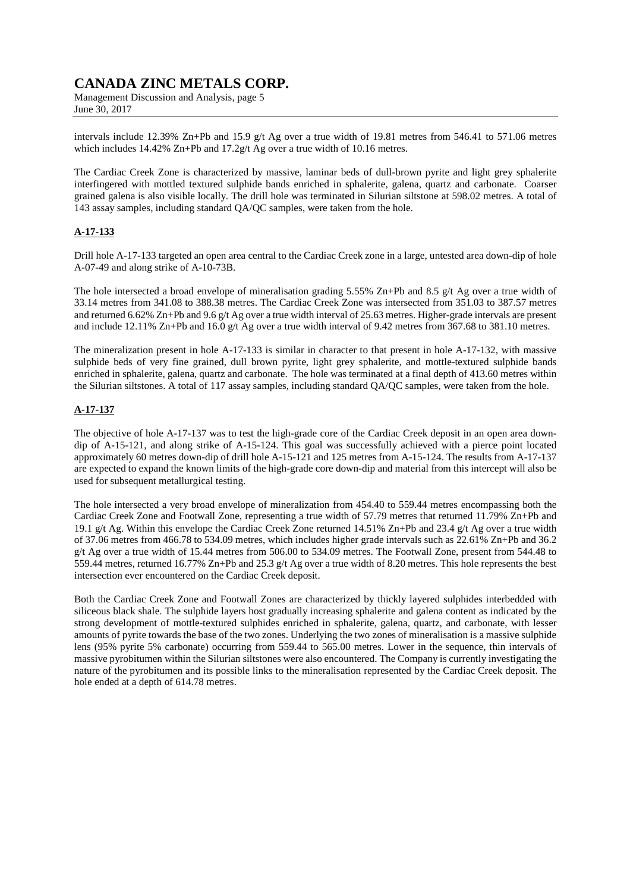intervals include 12.39% Zn+Pb and 15.9 g/t Ag over a true width of 19.81 metres from 546.41 to 571.06 metres which includes 14.42% Zn+Pb and 17.2g/t Ag over a true width of 10.16 metres.

The Cardiac Creek Zone is characterized by massive, laminar beds of dull-brown pyrite and light grey sphalerite interfingered with mottled textured sulphide bands enriched in sphalerite, galena, quartz and carbonate. Coarser grained galena is also visible locally. The drill hole was terminated in Silurian siltstone at 598.02 metres. A total of 143 assay samples, including standard QA/QC samples, were taken from the hole.

**A-17-133**

Drill hole A-17-133 targeted an open area central to the Cardiac Creek zone in a large, untested area down-dip of hole A-07-49 and along strike of A-10-73B.

The hole intersected a broad envelope of mineralisation grading 5.55% Zn+Pb and 8.5 g/t Ag over a true width of 33.14 metres from 341.08 to 388.38 metres. The Cardiac Creek Zone was intersected from 351.03 to 387.57 metres and returned 6.62% Zn+Pb and 9.6 g/t Ag over a true width interval of 25.63 metres. Higher-grade intervals are present and include 12.11% Zn+Pb and 16.0 g/t Ag over a true width interval of 9.42 metres from 367.68 to 381.10 metres.

The mineralization present in hole A-17-133 is similar in character to that present in hole A-17-132, with massive sulphide beds of very fine grained, dull brown pyrite, light grey sphalerite, and mottle-textured sulphide bands enriched in sphalerite, galena, quartz and carbonate. The hole was terminated at a final depth of 413.60 metres within the Silurian siltstones. A total of 117 assay samples, including standard QA/QC samples, were taken from the hole.

**A-17-137**

The objective of hole A-17-137 was to test the high-grade core of the Cardiac Creek deposit in an open area down-dip of A-15-121, and along strike of A-15-124. This goal was successfully achieved with a pierce point located approximately 60 metres down-dip of drill hole A-15-121 and 125 metres from A-15-124. The results from A-17-137 are expected to expand the known limits of the high-grade core down-dip and material from this intercept will also be used for subsequent metallurgical testing.

The hole intersected a very broad envelope of mineralization from 454.40 to 559.44 metres encompassing both the Cardiac Creek Zone and Footwall Zone, representing a true width of 57.79 metres that returned 11.79% Zn+Pb and 19.1 g/t Ag. Within this envelope the Cardiac Creek Zone returned 14.51% Zn+Pb and 23.4 g/t Ag over a true width of 37.06 metres from 466.78 to 534.09 metres, which includes higher grade intervals such as 22.61% Zn+Pb and 36.2 g/t Ag over a true width of 15.44 metres from 506.00 to 534.09 metres. The Footwall Zone, present from 544.48 to 559.44 metres, returned 16.77% Zn+Pb and 25.3 g/t Ag over a true width of 8.20 metres. This hole represents the best intersection ever encountered on the Cardiac Creek deposit.

Both the Cardiac Creek Zone and Footwall Zones are characterized by thickly layered sulphides interbedded with siliceous black shale. The sulphide layers host gradually increasing sphalerite and galena content as indicated by the strong development of mottle-textured sulphides enriched in sphalerite, galena, quartz, and carbonate, with lesser amounts of pyrite towards the base of the two zones. Underlying the two zones of mineralisation is a massive sulphide lens (95% pyrite 5% carbonate) occurring from 559.44 to 565.00 metres. Lower in the sequence, thin intervals of massive pyrobitumen within the Silurian siltstones were also encountered. The Company is currently investigating the nature of the pyrobitumen and its possible links to the mineralisation represented by the Cardiac Creek deposit. The hole ended at a depth of 614.78 metres.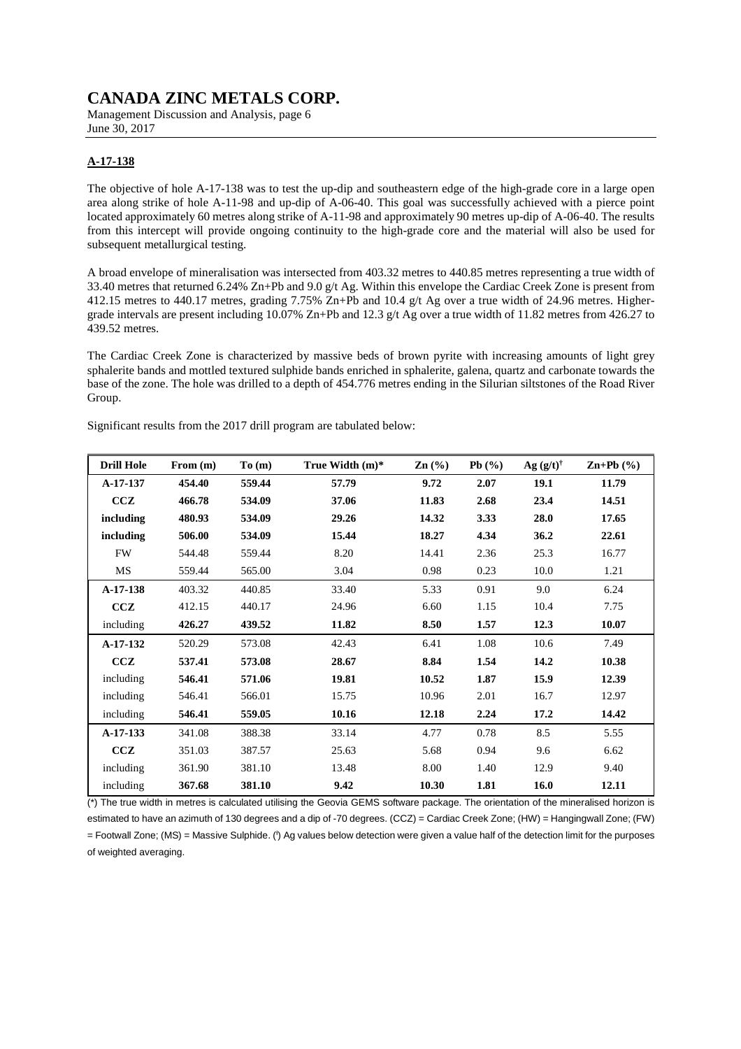## A-17-138

The objective of hole A-17-138 was to test the up-dip and southeastern edge of the high-grade core in a large open area along strike of hole A-11-98 and up-dip of A-06-40. This goal was successfully achieved with a pierce point located approximately 60 metres along strike of A-11-98 and approximately 90 metres up-dip of A-06-40. The results from this intercept will provide ongoing continuity to the high-grade core and the material will also be used for subsequent metallurgical testing.

A broad envelope of mineralisation was intersected from 403.32 metres to 440.85 metres representing a true width of 33.40 metres that returned 6.24% Zn+Pb and 9.0 g/t Ag. Within this envelope the Cardiac Creek Zone is present from 412.15 metres to 440.17 metres, grading 7.75% Zn+Pb and 10.4 g/t Ag over a true width of 24.96 metres. Higher-grade intervals are present including 10.07% Zn+Pb and 12.3 g/t Ag over a true width of 11.82 metres from 426.27 to 439.52 metres.

The Cardiac Creek Zone is characterized by massive beds of brown pyrite with increasing amounts of light grey sphalerite bands and mottled textured sulphide bands enriched in sphalerite, galena, quartz and carbonate towards the base of the zone. The hole was drilled to a depth of 454.776 metres ending in the Silurian siltstones of the Road River Group.

Significant results from the 2017 drill program are tabulated below:

| Drill Hole | From (m) | To (m) | True Width (m)* | Zn (%) | Pb (%) | Ag (g/t)† | Zn+Pb (%) |
|---|---|---|---|---|---|---|---|
| **A-17-137** | **454.40** | **559.44** | **57.79** | **9.72** | **2.07** | **19.1** | **11.79** |
| **CCZ** | **466.78** | **534.09** | **37.06** | **11.83** | **2.68** | **23.4** | **14.51** |
| **including** | **480.93** | **534.09** | **29.26** | **14.32** | **3.33** | **28.0** | **17.65** |
| **including** | **506.00** | **534.09** | **15.44** | **18.27** | **4.34** | **36.2** | **22.61** |
| FW | 544.48 | 559.44 | 8.20 | 14.41 | 2.36 | 25.3 | 16.77 |
| MS | 559.44 | 565.00 | 3.04 | 0.98 | 0.23 | 10.0 | 1.21 |
| **A-17-138** | 403.32 | 440.85 | 33.40 | 5.33 | 0.91 | 9.0 | 6.24 |
| **CCZ** | 412.15 | 440.17 | 24.96 | 6.60 | 1.15 | 10.4 | 7.75 |
| including | **426.27** | **439.52** | **11.82** | **8.50** | **1.57** | **12.3** | **10.07** |
| **A-17-132** | 520.29 | 573.08 | 42.43 | 6.41 | 1.08 | 10.6 | 7.49 |
| **CCZ** | **537.41** | **573.08** | **28.67** | **8.84** | **1.54** | **14.2** | **10.38** |
| including | **546.41** | **571.06** | **19.81** | **10.52** | **1.87** | **15.9** | **12.39** |
| including | 546.41 | 566.01 | 15.75 | 10.96 | 2.01 | 16.7 | 12.97 |
| including | **546.41** | **559.05** | **10.16** | **12.18** | **2.24** | **17.2** | **14.42** |
| **A-17-133** | 341.08 | 388.38 | 33.14 | 4.77 | 0.78 | 8.5 | 5.55 |
| **CCZ** | 351.03 | 387.57 | 25.63 | 5.68 | 0.94 | 9.6 | 6.62 |
| including | 361.90 | 381.10 | 13.48 | 8.00 | 1.40 | 12.9 | 9.40 |
| including | **367.68** | **381.10** | **9.42** | **10.30** | **1.81** | **16.0** | **12.11** |

(*) The true width in metres is calculated utilising the Geovia GEMS software package. The orientation of the mineralised horizon is estimated to have an azimuth of 130 degrees and a dip of -70 degrees. (CCZ) = Cardiac Creek Zone; (HW) = Hangingwall Zone; (FW) = Footwall Zone; (MS) = Massive Sulphide. (†) Ag values below detection were given a value half of the detection limit for the purposes of weighted averaging.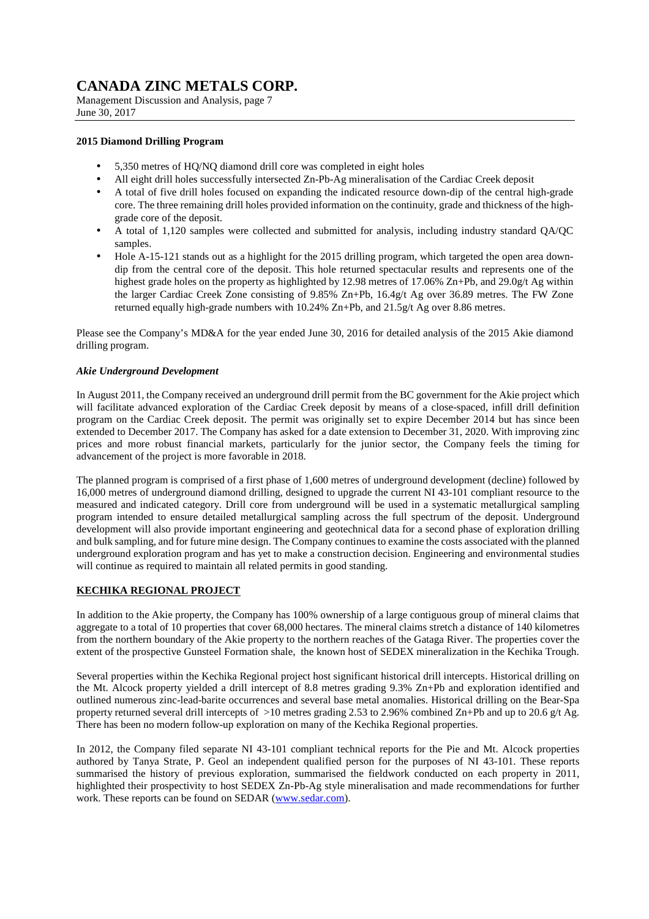#### 2015 Diamond Drilling Program

- 5,350 metres of HQ/NQ diamond drill core was completed in eight holes
- All eight drill holes successfully intersected Zn-Pb-Ag mineralisation of the Cardiac Creek deposit
- A total of five drill holes focused on expanding the indicated resource down-dip of the central high-grade core. The three remaining drill holes provided information on the continuity, grade and thickness of the high-grade core of the deposit.
- A total of 1,120 samples were collected and submitted for analysis, including industry standard QA/QC samples.
- Hole A-15-121 stands out as a highlight for the 2015 drilling program, which targeted the open area down-dip from the central core of the deposit. This hole returned spectacular results and represents one of the highest grade holes on the property as highlighted by 12.98 metres of 17.06% Zn+Pb, and 29.0g/t Ag within the larger Cardiac Creek Zone consisting of 9.85% Zn+Pb, 16.4g/t Ag over 36.89 metres. The FW Zone returned equally high-grade numbers with 10.24% Zn+Pb, and 21.5g/t Ag over 8.86 metres.

Please see the Company's MD&A for the year ended June 30, 2016 for detailed analysis of the 2015 Akie diamond drilling program.

***Akie Underground Development***

In August 2011, the Company received an underground drill permit from the BC government for the Akie project which will facilitate advanced exploration of the Cardiac Creek deposit by means of a close-spaced, infill drill definition program on the Cardiac Creek deposit. The permit was originally set to expire December 2014 but has since been extended to December 2017. The Company has asked for a date extension to December 31, 2020. With improving zinc prices and more robust financial markets, particularly for the junior sector, the Company feels the timing for advancement of the project is more favorable in 2018.

The planned program is comprised of a first phase of 1,600 metres of underground development (decline) followed by 16,000 metres of underground diamond drilling, designed to upgrade the current NI 43-101 compliant resource to the measured and indicated category. Drill core from underground will be used in a systematic metallurgical sampling program intended to ensure detailed metallurgical sampling across the full spectrum of the deposit. Underground development will also provide important engineering and geotechnical data for a second phase of exploration drilling and bulk sampling, and for future mine design. The Company continues to examine the costs associated with the planned underground exploration program and has yet to make a construction decision. Engineering and environmental studies will continue as required to maintain all related permits in good standing.

#### KECHIKA REGIONAL PROJECT

In addition to the Akie property, the Company has 100% ownership of a large contiguous group of mineral claims that aggregate to a total of 10 properties that cover 68,000 hectares. The mineral claims stretch a distance of 140 kilometres from the northern boundary of the Akie property to the northern reaches of the Gataga River. The properties cover the extent of the prospective Gunsteel Formation shale, the known host of SEDEX mineralization in the Kechika Trough.

Several properties within the Kechika Regional project host significant historical drill intercepts. Historical drilling on the Mt. Alcock property yielded a drill intercept of 8.8 metres grading 9.3% Zn+Pb and exploration identified and outlined numerous zinc-lead-barite occurrences and several base metal anomalies. Historical drilling on the Bear-Spa property returned several drill intercepts of >10 metres grading 2.53 to 2.96% combined Zn+Pb and up to 20.6 g/t Ag. There has been no modern follow-up exploration on many of the Kechika Regional properties.

In 2012, the Company filed separate NI 43-101 compliant technical reports for the Pie and Mt. Alcock properties authored by Tanya Strate, P. Geol an independent qualified person for the purposes of NI 43-101. These reports summarised the history of previous exploration, summarised the fieldwork conducted on each property in 2011, highlighted their prospectivity to host SEDEX Zn-Pb-Ag style mineralisation and made recommendations for further work. These reports can be found on SEDAR (www.sedar.com).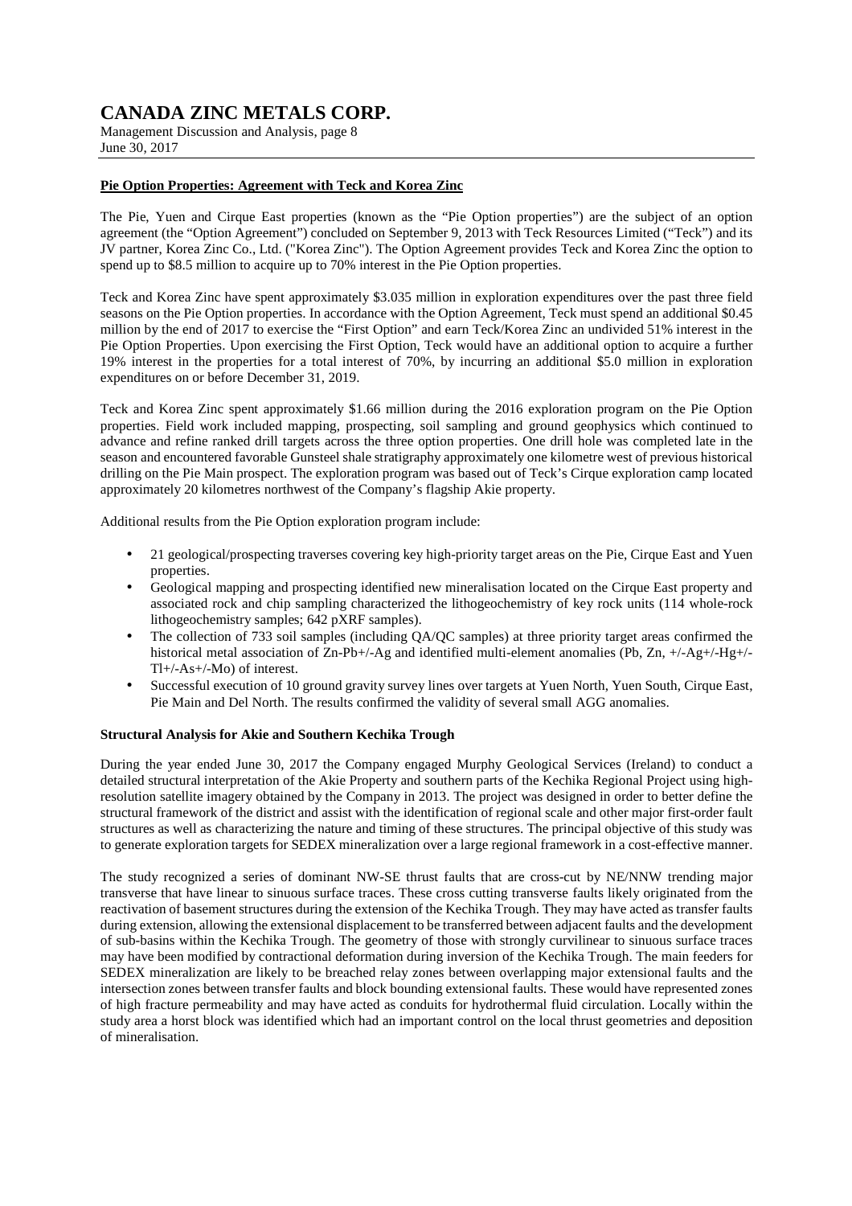#### Pie Option Properties: Agreement with Teck and Korea Zinc

The Pie, Yuen and Cirque East properties (known as the "Pie Option properties") are the subject of an option agreement (the "Option Agreement") concluded on September 9, 2013 with Teck Resources Limited ("Teck") and its JV partner, Korea Zinc Co., Ltd. ("Korea Zinc"). The Option Agreement provides Teck and Korea Zinc the option to spend up to $8.5 million to acquire up to 70% interest in the Pie Option properties.

Teck and Korea Zinc have spent approximately $3.035 million in exploration expenditures over the past three field seasons on the Pie Option properties. In accordance with the Option Agreement, Teck must spend an additional $0.45 million by the end of 2017 to exercise the "First Option" and earn Teck/Korea Zinc an undivided 51% interest in the Pie Option Properties. Upon exercising the First Option, Teck would have an additional option to acquire a further 19% interest in the properties for a total interest of 70%, by incurring an additional $5.0 million in exploration expenditures on or before December 31, 2019.

Teck and Korea Zinc spent approximately $1.66 million during the 2016 exploration program on the Pie Option properties. Field work included mapping, prospecting, soil sampling and ground geophysics which continued to advance and refine ranked drill targets across the three option properties. One drill hole was completed late in the season and encountered favorable Gunsteel shale stratigraphy approximately one kilometre west of previous historical drilling on the Pie Main prospect. The exploration program was based out of Teck's Cirque exploration camp located approximately 20 kilometres northwest of the Company's flagship Akie property.

Additional results from the Pie Option exploration program include:

- 21 geological/prospecting traverses covering key high-priority target areas on the Pie, Cirque East and Yuen properties.
- Geological mapping and prospecting identified new mineralisation located on the Cirque East property and associated rock and chip sampling characterized the lithogeochemistry of key rock units (114 whole-rock lithogeochemistry samples; 642 pXRF samples).
- The collection of 733 soil samples (including QA/QC samples) at three priority target areas confirmed the historical metal association of Zn-Pb+/-Ag and identified multi-element anomalies (Pb, Zn, +/-Ag+/-Hg+/-Tl+/-As+/-Mo) of interest.
- Successful execution of 10 ground gravity survey lines over targets at Yuen North, Yuen South, Cirque East, Pie Main and Del North. The results confirmed the validity of several small AGG anomalies.

#### Structural Analysis for Akie and Southern Kechika Trough

During the year ended June 30, 2017 the Company engaged Murphy Geological Services (Ireland) to conduct a detailed structural interpretation of the Akie Property and southern parts of the Kechika Regional Project using high-resolution satellite imagery obtained by the Company in 2013. The project was designed in order to better define the structural framework of the district and assist with the identification of regional scale and other major first-order fault structures as well as characterizing the nature and timing of these structures. The principal objective of this study was to generate exploration targets for SEDEX mineralization over a large regional framework in a cost-effective manner.

The study recognized a series of dominant NW-SE thrust faults that are cross-cut by NE/NNW trending major transverse that have linear to sinuous surface traces. These cross cutting transverse faults likely originated from the reactivation of basement structures during the extension of the Kechika Trough. They may have acted as transfer faults during extension, allowing the extensional displacement to be transferred between adjacent faults and the development of sub-basins within the Kechika Trough. The geometry of those with strongly curvilinear to sinuous surface traces may have been modified by contractional deformation during inversion of the Kechika Trough. The main feeders for SEDEX mineralization are likely to be breached relay zones between overlapping major extensional faults and the intersection zones between transfer faults and block bounding extensional faults. These would have represented zones of high fracture permeability and may have acted as conduits for hydrothermal fluid circulation. Locally within the study area a horst block was identified which had an important control on the local thrust geometries and deposition of mineralisation.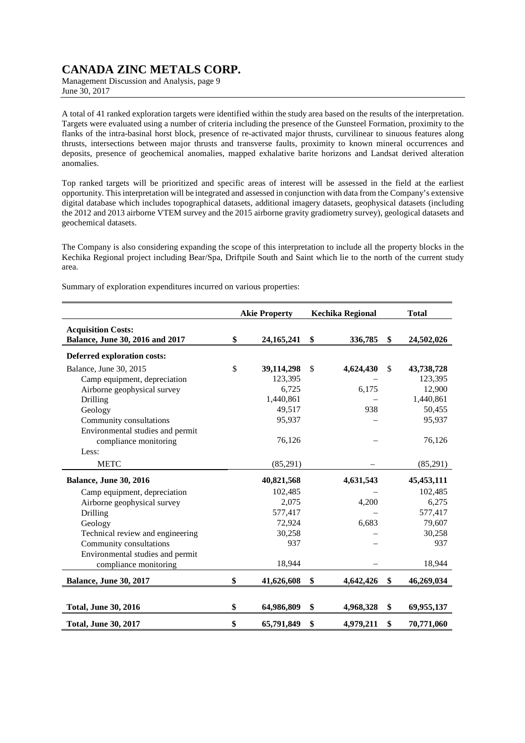A total of 41 ranked exploration targets were identified within the study area based on the results of the interpretation. Targets were evaluated using a number of criteria including the presence of the Gunsteel Formation, proximity to the flanks of the intra-basinal horst block, presence of re-activated major thrusts, curvilinear to sinuous features along thrusts, intersections between major thrusts and transverse faults, proximity to known mineral occurrences and deposits, presence of geochemical anomalies, mapped exhalative barite horizons and Landsat derived alteration anomalies.

Top ranked targets will be prioritized and specific areas of interest will be assessed in the field at the earliest opportunity. This interpretation will be integrated and assessed in conjunction with data from the Company's extensive digital database which includes topographical datasets, additional imagery datasets, geophysical datasets (including the 2012 and 2013 airborne VTEM survey and the 2015 airborne gravity gradiometry survey), geological datasets and geochemical datasets.

The Company is also considering expanding the scope of this interpretation to include all the property blocks in the Kechika Regional project including Bear/Spa, Driftpile South and Saint which lie to the north of the current study area.

Summary of exploration expenditures incurred on various properties:

| | Akie Property | Kechika Regional | Total |
|---|---|---|---|
| **Acquisition Costs:** | | | |
| **Balance, June 30, 2016 and 2017** | **$ 24,165,241** | **$ 336,785** | **$ 24,502,026** |
| **Deferred exploration costs:** | | | |
| Balance, June 30, 2015 | $ 39,114,298 | $ 4,624,430 | $ 43,738,728 |
| Camp equipment, depreciation | 123,395 | – | 123,395 |
| Airborne geophysical survey | 6,725 | 6,175 | 12,900 |
| Drilling | 1,440,861 | – | 1,440,861 |
| Geology | 49,517 | 938 | 50,455 |
| Community consultations | 95,937 | – | 95,937 |
| Environmental studies and permit compliance monitoring | 76,126 | – | 76,126 |
| Less: | | | |
| METC | (85,291) | – | (85,291) |
| **Balance, June 30, 2016** | **40,821,568** | **4,631,543** | **45,453,111** |
| Camp equipment, depreciation | 102,485 | – | 102,485 |
| Airborne geophysical survey | 2,075 | 4,200 | 6,275 |
| Drilling | 577,417 | – | 577,417 |
| Geology | 72,924 | 6,683 | 79,607 |
| Technical review and engineering | 30,258 | – | 30,258 |
| Community consultations | 937 | – | 937 |
| Environmental studies and permit compliance monitoring | 18,944 | – | 18,944 |
| **Balance, June 30, 2017** | **$ 41,626,608** | **$ 4,642,426** | **$ 46,269,034** |
| **Total, June 30, 2016** | **$ 64,986,809** | **$ 4,968,328** | **$ 69,955,137** |
| **Total, June 30, 2017** | **$ 65,791,849** | **$ 4,979,211** | **$ 70,771,060** |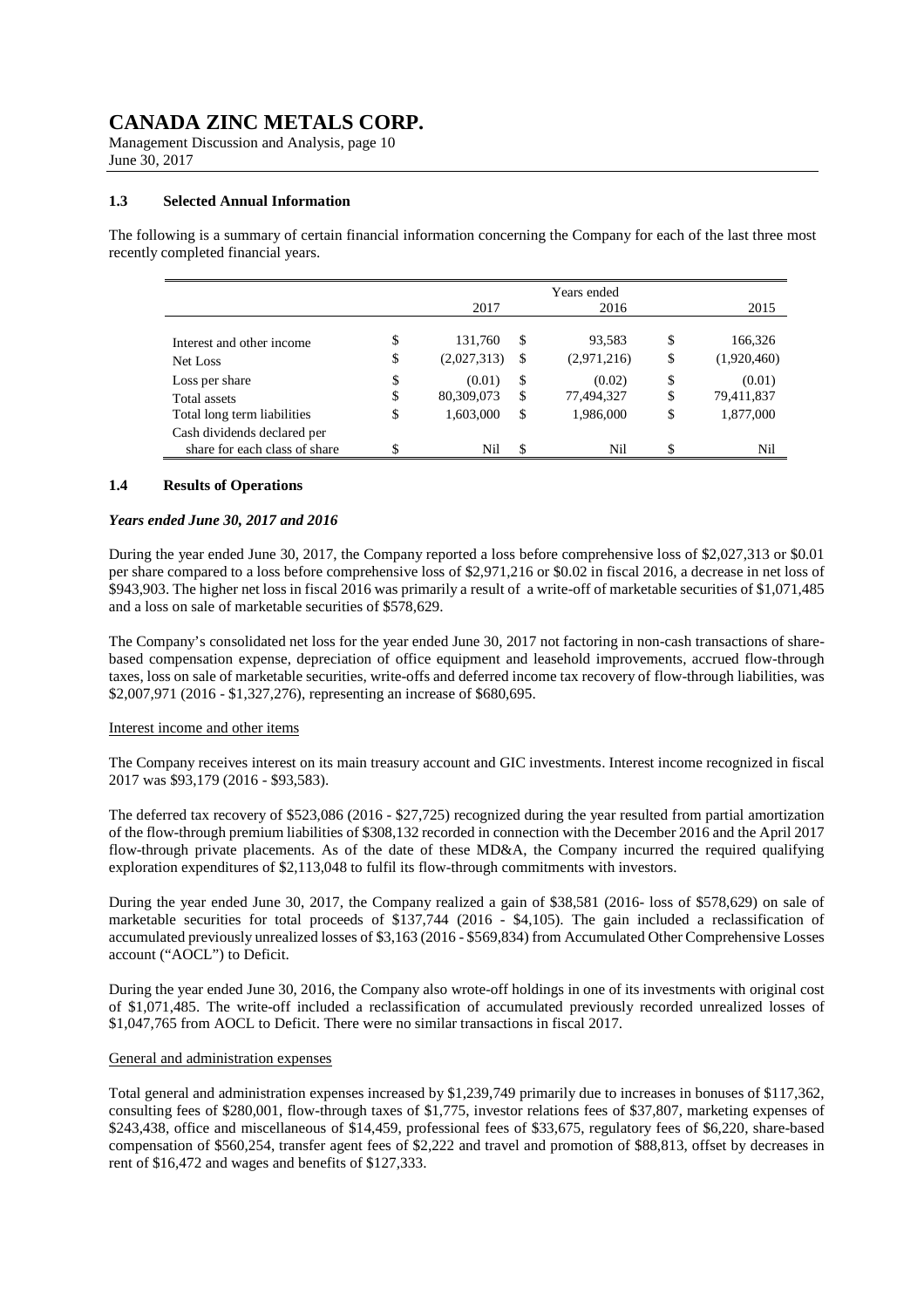## 1.3 Selected Annual Information

The following is a summary of certain financial information concerning the Company for each of the last three most recently completed financial years.

| | Years ended | | |
|---|---|---|---|
| | 2017 | 2016 | 2015 |
| Interest and other income | $ 131,760 | $ 93,583 | $ 166,326 |
| Net Loss | $ (2,027,313) | $ (2,971,216) | $ (1,920,460) |
| Loss per share | $ (0.01) | $ (0.02) | $ (0.01) |
| Total assets | $ 80,309,073 | $ 77,494,327 | $ 79,411,837 |
| Total long term liabilities | $ 1,603,000 | $ 1,986,000 | $ 1,877,000 |
| Cash dividends declared per share for each class of share | $ Nil | $ Nil | $ Nil |

## 1.4 Results of Operations

### *Years ended June 30, 2017 and 2016*

During the year ended June 30, 2017, the Company reported a loss before comprehensive loss of $2,027,313 or $0.01 per share compared to a loss before comprehensive loss of $2,971,216 or $0.02 in fiscal 2016, a decrease in net loss of $943,903. The higher net loss in fiscal 2016 was primarily a result of a write-off of marketable securities of $1,071,485 and a loss on sale of marketable securities of $578,629.

The Company's consolidated net loss for the year ended June 30, 2017 not factoring in non-cash transactions of share-based compensation expense, depreciation of office equipment and leasehold improvements, accrued flow-through taxes, loss on sale of marketable securities, write-offs and deferred income tax recovery of flow-through liabilities, was $2,007,971 (2016 - $1,327,276), representing an increase of $680,695.

Interest income and other items

The Company receives interest on its main treasury account and GIC investments. Interest income recognized in fiscal 2017 was $93,179 (2016 - $93,583).

The deferred tax recovery of $523,086 (2016 - $27,725) recognized during the year resulted from partial amortization of the flow-through premium liabilities of $308,132 recorded in connection with the December 2016 and the April 2017 flow-through private placements. As of the date of these MD&A, the Company incurred the required qualifying exploration expenditures of $2,113,048 to fulfil its flow-through commitments with investors.

During the year ended June 30, 2017, the Company realized a gain of $38,581 (2016- loss of $578,629) on sale of marketable securities for total proceeds of $137,744 (2016 - $4,105). The gain included a reclassification of accumulated previously unrealized losses of $3,163 (2016 - $569,834) from Accumulated Other Comprehensive Losses account ("AOCL") to Deficit.

During the year ended June 30, 2016, the Company also wrote-off holdings in one of its investments with original cost of $1,071,485. The write-off included a reclassification of accumulated previously recorded unrealized losses of $1,047,765 from AOCL to Deficit. There were no similar transactions in fiscal 2017.

General and administration expenses

Total general and administration expenses increased by $1,239,749 primarily due to increases in bonuses of $117,362, consulting fees of $280,001, flow-through taxes of $1,775, investor relations fees of $37,807, marketing expenses of $243,438, office and miscellaneous of $14,459, professional fees of $33,675, regulatory fees of $6,220, share-based compensation of $560,254, transfer agent fees of $2,222 and travel and promotion of $88,813, offset by decreases in rent of $16,472 and wages and benefits of $127,333.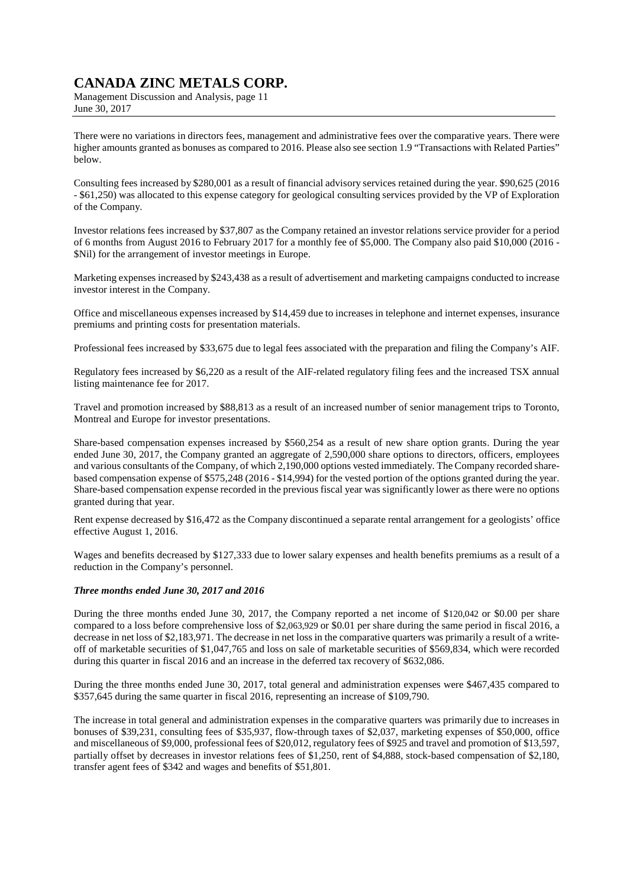There were no variations in directors fees, management and administrative fees over the comparative years. There were higher amounts granted as bonuses as compared to 2016. Please also see section 1.9 "Transactions with Related Parties" below.

Consulting fees increased by $280,001 as a result of financial advisory services retained during the year. $90,625 (2016 - $61,250) was allocated to this expense category for geological consulting services provided by the VP of Exploration of the Company.

Investor relations fees increased by $37,807 as the Company retained an investor relations service provider for a period of 6 months from August 2016 to February 2017 for a monthly fee of $5,000. The Company also paid $10,000 (2016 - $Nil) for the arrangement of investor meetings in Europe.

Marketing expenses increased by $243,438 as a result of advertisement and marketing campaigns conducted to increase investor interest in the Company.

Office and miscellaneous expenses increased by $14,459 due to increases in telephone and internet expenses, insurance premiums and printing costs for presentation materials.

Professional fees increased by $33,675 due to legal fees associated with the preparation and filing the Company's AIF.

Regulatory fees increased by $6,220 as a result of the AIF-related regulatory filing fees and the increased TSX annual listing maintenance fee for 2017.

Travel and promotion increased by $88,813 as a result of an increased number of senior management trips to Toronto, Montreal and Europe for investor presentations.

Share-based compensation expenses increased by $560,254 as a result of new share option grants. During the year ended June 30, 2017, the Company granted an aggregate of 2,590,000 share options to directors, officers, employees and various consultants of the Company, of which 2,190,000 options vested immediately. The Company recorded share-based compensation expense of $575,248 (2016 - $14,994) for the vested portion of the options granted during the year. Share-based compensation expense recorded in the previous fiscal year was significantly lower as there were no options granted during that year.

Rent expense decreased by $16,472 as the Company discontinued a separate rental arrangement for a geologists' office effective August 1, 2016.

Wages and benefits decreased by $127,333 due to lower salary expenses and health benefits premiums as a result of a reduction in the Company's personnel.

***Three months ended June 30, 2017 and 2016***

During the three months ended June 30, 2017, the Company reported a net income of $120,042 or $0.00 per share compared to a loss before comprehensive loss of $2,063,929 or $0.01 per share during the same period in fiscal 2016, a decrease in net loss of $2,183,971. The decrease in net loss in the comparative quarters was primarily a result of a write-off of marketable securities of $1,047,765 and loss on sale of marketable securities of $569,834, which were recorded during this quarter in fiscal 2016 and an increase in the deferred tax recovery of $632,086.

During the three months ended June 30, 2017, total general and administration expenses were $467,435 compared to $357,645 during the same quarter in fiscal 2016, representing an increase of $109,790.

The increase in total general and administration expenses in the comparative quarters was primarily due to increases in bonuses of $39,231, consulting fees of $35,937, flow-through taxes of $2,037, marketing expenses of $50,000, office and miscellaneous of $9,000, professional fees of $20,012, regulatory fees of $925 and travel and promotion of $13,597, partially offset by decreases in investor relations fees of $1,250, rent of $4,888, stock-based compensation of $2,180, transfer agent fees of $342 and wages and benefits of $51,801.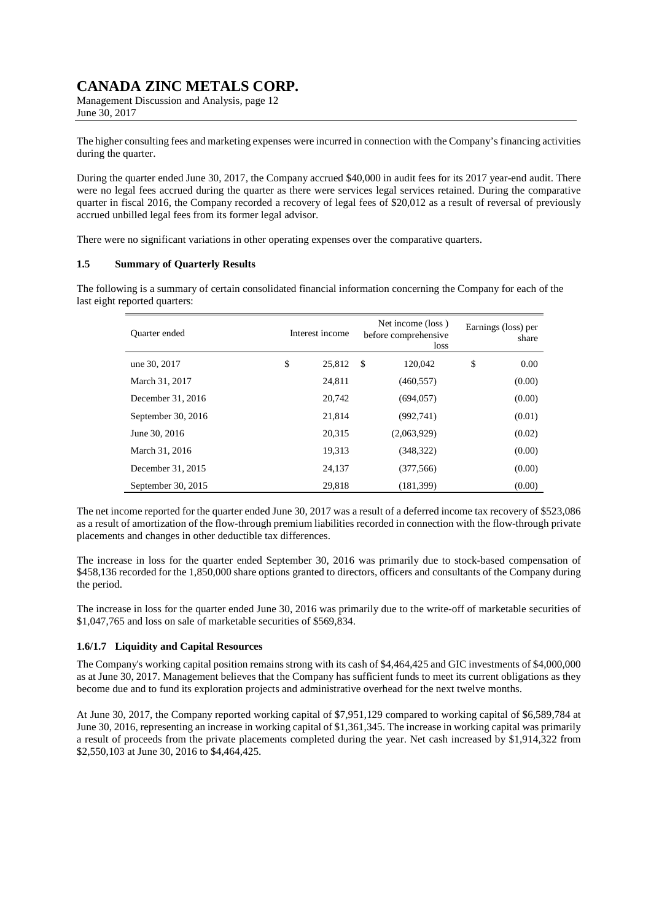The higher consulting fees and marketing expenses were incurred in connection with the Company's financing activities during the quarter.

During the quarter ended June 30, 2017, the Company accrued $40,000 in audit fees for its 2017 year-end audit. There were no legal fees accrued during the quarter as there were services legal services retained. During the comparative quarter in fiscal 2016, the Company recorded a recovery of legal fees of $20,012 as a result of reversal of previously accrued unbilled legal fees from its former legal advisor.

There were no significant variations in other operating expenses over the comparative quarters.

### 1.5 Summary of Quarterly Results

The following is a summary of certain consolidated financial information concerning the Company for each of the last eight reported quarters:

| Quarter ended | Interest income | Net income (loss ) before comprehensive loss | Earnings (loss) per share |
|---|---|---|---|
| une 30, 2017 | $ 25,812 | $ 120,042 | $ 0.00 |
| March 31, 2017 | 24,811 | (460,557) | (0.00) |
| December 31, 2016 | 20,742 | (694,057) | (0.00) |
| September 30, 2016 | 21,814 | (992,741) | (0.01) |
| June 30, 2016 | 20,315 | (2,063,929) | (0.02) |
| March 31, 2016 | 19,313 | (348,322) | (0.00) |
| December 31, 2015 | 24,137 | (377,566) | (0.00) |
| September 30, 2015 | 29,818 | (181,399) | (0.00) |

The net income reported for the quarter ended June 30, 2017 was a result of a deferred income tax recovery of $523,086 as a result of amortization of the flow-through premium liabilities recorded in connection with the flow-through private placements and changes in other deductible tax differences.

The increase in loss for the quarter ended September 30, 2016 was primarily due to stock-based compensation of $458,136 recorded for the 1,850,000 share options granted to directors, officers and consultants of the Company during the period.

The increase in loss for the quarter ended June 30, 2016 was primarily due to the write-off of marketable securities of $1,047,765 and loss on sale of marketable securities of $569,834.

### 1.6/1.7 Liquidity and Capital Resources

The Company's working capital position remains strong with its cash of $4,464,425 and GIC investments of $4,000,000 as at June 30, 2017. Management believes that the Company has sufficient funds to meet its current obligations as they become due and to fund its exploration projects and administrative overhead for the next twelve months.

At June 30, 2017, the Company reported working capital of $7,951,129 compared to working capital of $6,589,784 at June 30, 2016, representing an increase in working capital of $1,361,345. The increase in working capital was primarily a result of proceeds from the private placements completed during the year. Net cash increased by $1,914,322 from $2,550,103 at June 30, 2016 to $4,464,425.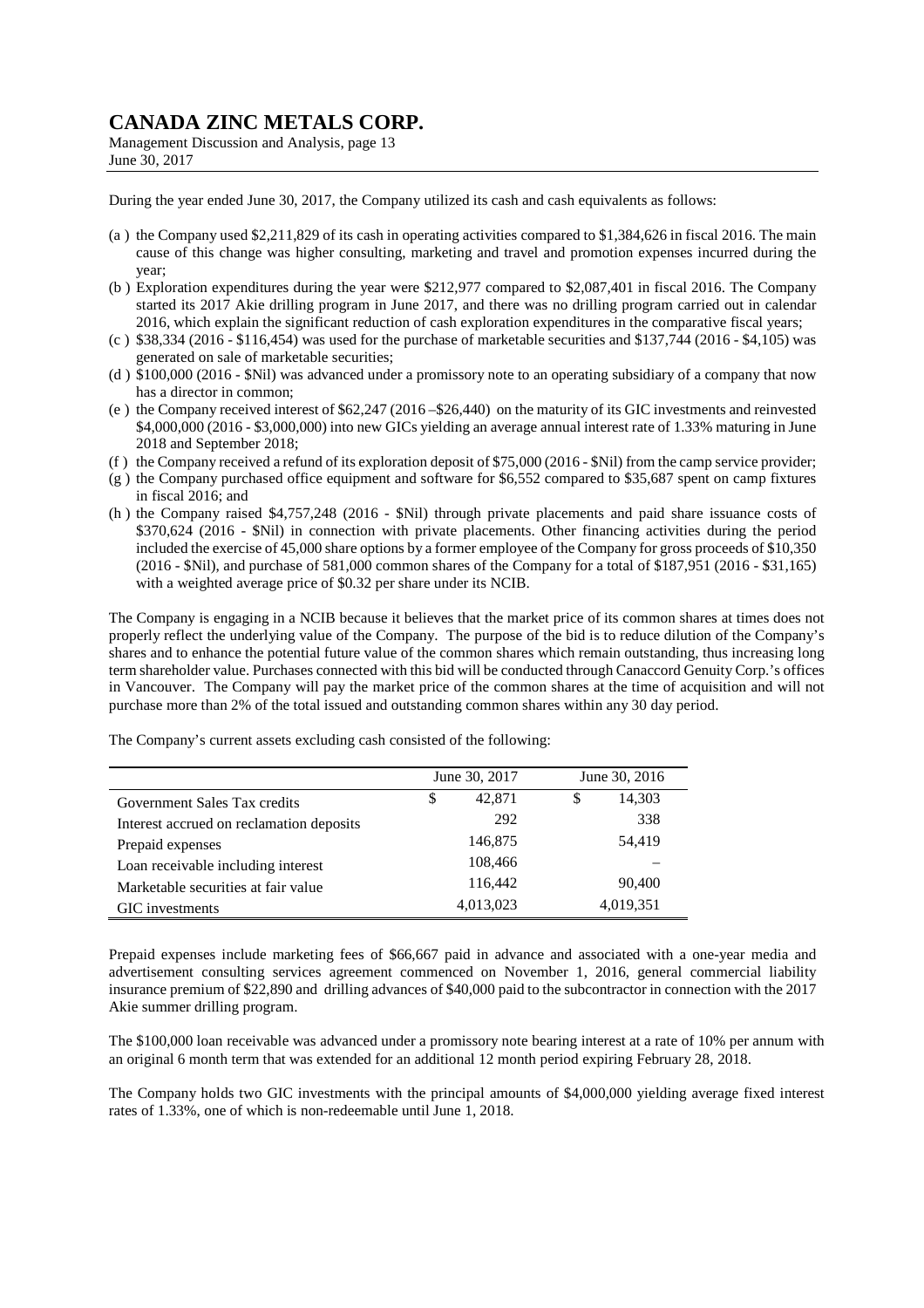During the year ended June 30, 2017, the Company utilized its cash and cash equivalents as follows:

(a ) the Company used $2,211,829 of its cash in operating activities compared to $1,384,626 in fiscal 2016. The main cause of this change was higher consulting, marketing and travel and promotion expenses incurred during the year;

(b ) Exploration expenditures during the year were $212,977 compared to $2,087,401 in fiscal 2016. The Company started its 2017 Akie drilling program in June 2017, and there was no drilling program carried out in calendar 2016, which explain the significant reduction of cash exploration expenditures in the comparative fiscal years;

(c ) $38,334 (2016 - $116,454) was used for the purchase of marketable securities and $137,744 (2016 - $4,105) was generated on sale of marketable securities;

(d ) $100,000 (2016 - $Nil) was advanced under a promissory note to an operating subsidiary of a company that now has a director in common;

(e ) the Company received interest of $62,247 (2016 –$26,440) on the maturity of its GIC investments and reinvested $4,000,000 (2016 - $3,000,000) into new GICs yielding an average annual interest rate of 1.33% maturing in June 2018 and September 2018;

(f ) the Company received a refund of its exploration deposit of $75,000 (2016 - $Nil) from the camp service provider;

(g ) the Company purchased office equipment and software for $6,552 compared to $35,687 spent on camp fixtures in fiscal 2016; and

(h ) the Company raised $4,757,248 (2016 - $Nil) through private placements and paid share issuance costs of $370,624 (2016 - $Nil) in connection with private placements. Other financing activities during the period included the exercise of 45,000 share options by a former employee of the Company for gross proceeds of $10,350 (2016 - $Nil), and purchase of 581,000 common shares of the Company for a total of $187,951 (2016 - $31,165) with a weighted average price of $0.32 per share under its NCIB.

The Company is engaging in a NCIB because it believes that the market price of its common shares at times does not properly reflect the underlying value of the Company. The purpose of the bid is to reduce dilution of the Company's shares and to enhance the potential future value of the common shares which remain outstanding, thus increasing long term shareholder value. Purchases connected with this bid will be conducted through Canaccord Genuity Corp.'s offices in Vancouver. The Company will pay the market price of the common shares at the time of acquisition and will not purchase more than 2% of the total issued and outstanding common shares within any 30 day period.

The Company's current assets excluding cash consisted of the following:

| | June 30, 2017 | June 30, 2016 |
|---|---|---|
| Government Sales Tax credits | $ 42,871 | $ 14,303 |
| Interest accrued on reclamation deposits | 292 | 338 |
| Prepaid expenses | 146,875 | 54,419 |
| Loan receivable including interest | 108,466 | – |
| Marketable securities at fair value | 116,442 | 90,400 |
| GIC investments | 4,013,023 | 4,019,351 |

Prepaid expenses include marketing fees of $66,667 paid in advance and associated with a one-year media and advertisement consulting services agreement commenced on November 1, 2016, general commercial liability insurance premium of $22,890 and drilling advances of $40,000 paid to the subcontractor in connection with the 2017 Akie summer drilling program.

The $100,000 loan receivable was advanced under a promissory note bearing interest at a rate of 10% per annum with an original 6 month term that was extended for an additional 12 month period expiring February 28, 2018.

The Company holds two GIC investments with the principal amounts of $4,000,000 yielding average fixed interest rates of 1.33%, one of which is non-redeemable until June 1, 2018.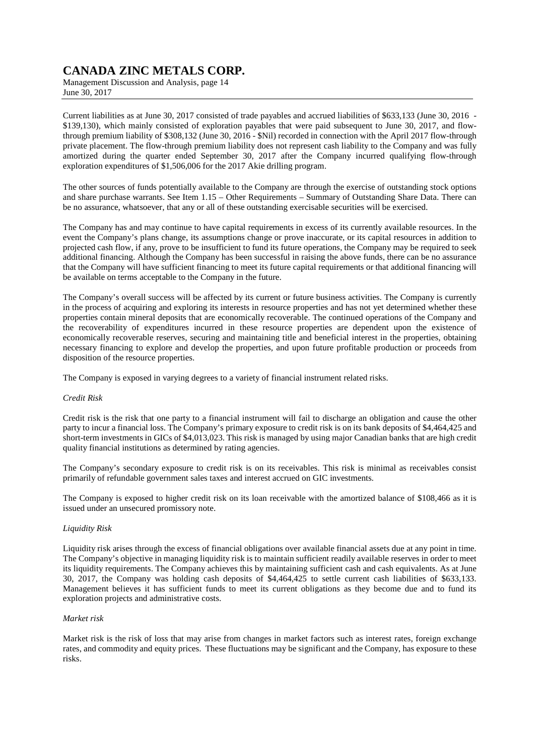Current liabilities as at June 30, 2017 consisted of trade payables and accrued liabilities of $633,133 (June 30, 2016 - $139,130), which mainly consisted of exploration payables that were paid subsequent to June 30, 2017, and flow-through premium liability of $308,132 (June 30, 2016 - $Nil) recorded in connection with the April 2017 flow-through private placement. The flow-through premium liability does not represent cash liability to the Company and was fully amortized during the quarter ended September 30, 2017 after the Company incurred qualifying flow-through exploration expenditures of $1,506,006 for the 2017 Akie drilling program.

The other sources of funds potentially available to the Company are through the exercise of outstanding stock options and share purchase warrants. See Item 1.15 – Other Requirements – Summary of Outstanding Share Data. There can be no assurance, whatsoever, that any or all of these outstanding exercisable securities will be exercised.

The Company has and may continue to have capital requirements in excess of its currently available resources. In the event the Company's plans change, its assumptions change or prove inaccurate, or its capital resources in addition to projected cash flow, if any, prove to be insufficient to fund its future operations, the Company may be required to seek additional financing. Although the Company has been successful in raising the above funds, there can be no assurance that the Company will have sufficient financing to meet its future capital requirements or that additional financing will be available on terms acceptable to the Company in the future.

The Company's overall success will be affected by its current or future business activities. The Company is currently in the process of acquiring and exploring its interests in resource properties and has not yet determined whether these properties contain mineral deposits that are economically recoverable. The continued operations of the Company and the recoverability of expenditures incurred in these resource properties are dependent upon the existence of economically recoverable reserves, securing and maintaining title and beneficial interest in the properties, obtaining necessary financing to explore and develop the properties, and upon future profitable production or proceeds from disposition of the resource properties.

The Company is exposed in varying degrees to a variety of financial instrument related risks.

*Credit Risk*

Credit risk is the risk that one party to a financial instrument will fail to discharge an obligation and cause the other party to incur a financial loss. The Company's primary exposure to credit risk is on its bank deposits of $4,464,425 and short-term investments in GICs of $4,013,023. This risk is managed by using major Canadian banks that are high credit quality financial institutions as determined by rating agencies.

The Company's secondary exposure to credit risk is on its receivables. This risk is minimal as receivables consist primarily of refundable government sales taxes and interest accrued on GIC investments.

The Company is exposed to higher credit risk on its loan receivable with the amortized balance of $108,466 as it is issued under an unsecured promissory note.

*Liquidity Risk*

Liquidity risk arises through the excess of financial obligations over available financial assets due at any point in time. The Company's objective in managing liquidity risk is to maintain sufficient readily available reserves in order to meet its liquidity requirements. The Company achieves this by maintaining sufficient cash and cash equivalents. As at June 30, 2017, the Company was holding cash deposits of $4,464,425 to settle current cash liabilities of $633,133. Management believes it has sufficient funds to meet its current obligations as they become due and to fund its exploration projects and administrative costs.

*Market risk*

Market risk is the risk of loss that may arise from changes in market factors such as interest rates, foreign exchange rates, and commodity and equity prices. These fluctuations may be significant and the Company, has exposure to these risks.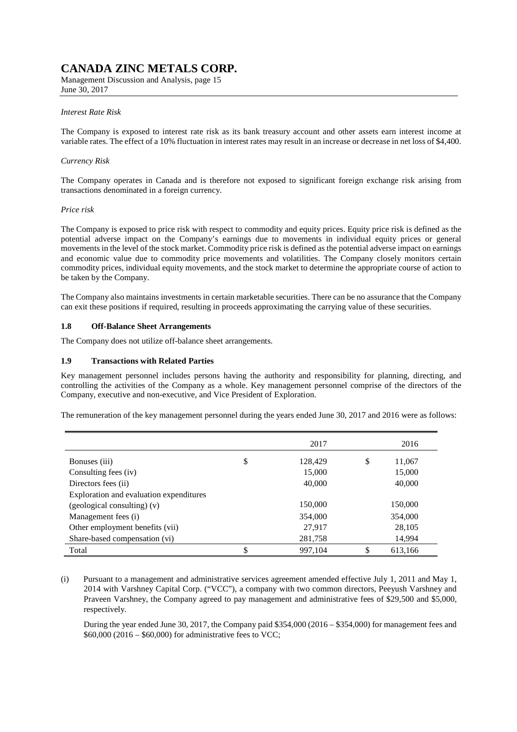*Interest Rate Risk*

The Company is exposed to interest rate risk as its bank treasury account and other assets earn interest income at variable rates. The effect of a 10% fluctuation in interest rates may result in an increase or decrease in net loss of $4,400.

*Currency Risk*

The Company operates in Canada and is therefore not exposed to significant foreign exchange risk arising from transactions denominated in a foreign currency.

*Price risk*

The Company is exposed to price risk with respect to commodity and equity prices. Equity price risk is defined as the potential adverse impact on the Company's earnings due to movements in individual equity prices or general movements in the level of the stock market. Commodity price risk is defined as the potential adverse impact on earnings and economic value due to commodity price movements and volatilities. The Company closely monitors certain commodity prices, individual equity movements, and the stock market to determine the appropriate course of action to be taken by the Company.

The Company also maintains investments in certain marketable securities. There can be no assurance that the Company can exit these positions if required, resulting in proceeds approximating the carrying value of these securities.

### 1.8 Off-Balance Sheet Arrangements

The Company does not utilize off-balance sheet arrangements.

### 1.9 Transactions with Related Parties

Key management personnel includes persons having the authority and responsibility for planning, directing, and controlling the activities of the Company as a whole. Key management personnel comprise of the directors of the Company, executive and non-executive, and Vice President of Exploration.

The remuneration of the key management personnel during the years ended June 30, 2017 and 2016 were as follows:

| | 2017 | 2016 |
|---|---|---|
| Bonuses (iii) | $ 128,429 | $ 11,067 |
| Consulting fees (iv) | 15,000 | 15,000 |
| Directors fees (ii) | 40,000 | 40,000 |
| Exploration and evaluation expenditures (geological consulting) (v) | 150,000 | 150,000 |
| Management fees (i) | 354,000 | 354,000 |
| Other employment benefits (vii) | 27,917 | 28,105 |
| Share-based compensation (vi) | 281,758 | 14,994 |
| Total | $ 997,104 | $ 613,166 |

(i) Pursuant to a management and administrative services agreement amended effective July 1, 2011 and May 1, 2014 with Varshney Capital Corp. ("VCC"), a company with two common directors, Peeyush Varshney and Praveen Varshney, the Company agreed to pay management and administrative fees of $29,500 and $5,000, respectively.

During the year ended June 30, 2017, the Company paid $354,000 (2016 – $354,000) for management fees and $60,000 (2016 – $60,000) for administrative fees to VCC;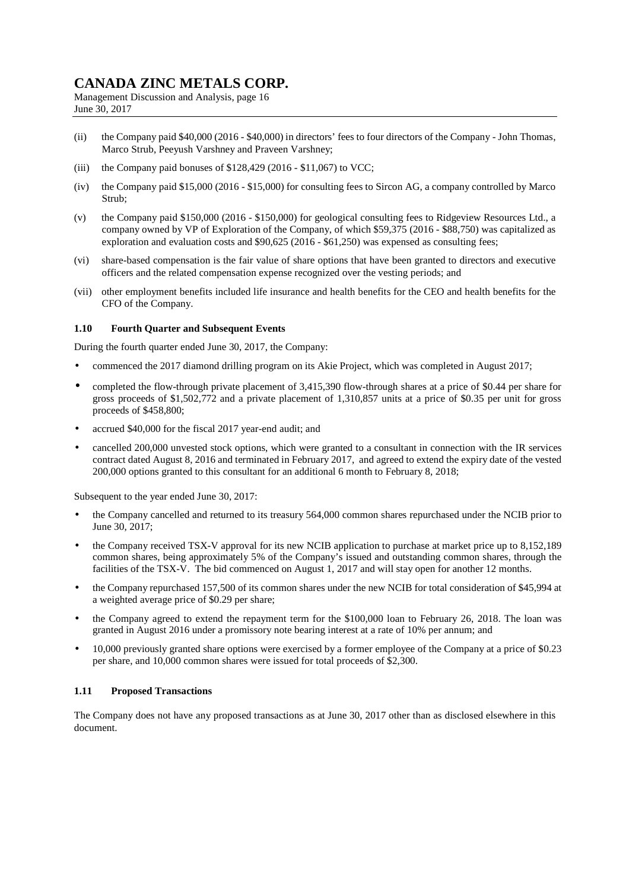(ii) the Company paid $40,000 (2016 - $40,000) in directors' fees to four directors of the Company - John Thomas, Marco Strub, Peeyush Varshney and Praveen Varshney;

(iii) the Company paid bonuses of $128,429 (2016 - $11,067) to VCC;

(iv) the Company paid $15,000 (2016 - $15,000) for consulting fees to Sircon AG, a company controlled by Marco Strub;

(v) the Company paid $150,000 (2016 - $150,000) for geological consulting fees to Ridgeview Resources Ltd., a company owned by VP of Exploration of the Company, of which $59,375 (2016 - $88,750) was capitalized as exploration and evaluation costs and $90,625 (2016 - $61,250) was expensed as consulting fees;

(vi) share-based compensation is the fair value of share options that have been granted to directors and executive officers and the related compensation expense recognized over the vesting periods; and

(vii) other employment benefits included life insurance and health benefits for the CEO and health benefits for the CFO of the Company.

### 1.10 Fourth Quarter and Subsequent Events

During the fourth quarter ended June 30, 2017, the Company:

- commenced the 2017 diamond drilling program on its Akie Project, which was completed in August 2017;
- completed the flow-through private placement of 3,415,390 flow-through shares at a price of $0.44 per share for gross proceeds of $1,502,772 and a private placement of 1,310,857 units at a price of $0.35 per unit for gross proceeds of $458,800;
- accrued $40,000 for the fiscal 2017 year-end audit; and
- cancelled 200,000 unvested stock options, which were granted to a consultant in connection with the IR services contract dated August 8, 2016 and terminated in February 2017, and agreed to extend the expiry date of the vested 200,000 options granted to this consultant for an additional 6 month to February 8, 2018;

Subsequent to the year ended June 30, 2017:

- the Company cancelled and returned to its treasury 564,000 common shares repurchased under the NCIB prior to June 30, 2017;
- the Company received TSX-V approval for its new NCIB application to purchase at market price up to 8,152,189 common shares, being approximately 5% of the Company's issued and outstanding common shares, through the facilities of the TSX-V. The bid commenced on August 1, 2017 and will stay open for another 12 months.
- the Company repurchased 157,500 of its common shares under the new NCIB for total consideration of $45,994 at a weighted average price of $0.29 per share;
- the Company agreed to extend the repayment term for the $100,000 loan to February 26, 2018. The loan was granted in August 2016 under a promissory note bearing interest at a rate of 10% per annum; and
- 10,000 previously granted share options were exercised by a former employee of the Company at a price of $0.23 per share, and 10,000 common shares were issued for total proceeds of $2,300.

### 1.11 Proposed Transactions

The Company does not have any proposed transactions as at June 30, 2017 other than as disclosed elsewhere in this document.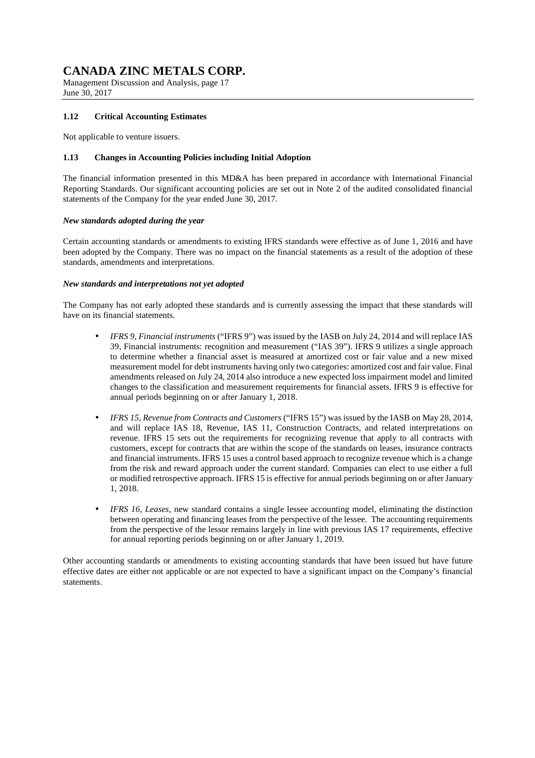### 1.12 Critical Accounting Estimates

Not applicable to venture issuers.

### 1.13 Changes in Accounting Policies including Initial Adoption

The financial information presented in this MD&A has been prepared in accordance with International Financial Reporting Standards. Our significant accounting policies are set out in Note 2 of the audited consolidated financial statements of the Company for the year ended June 30, 2017.

***New standards adopted during the year***

Certain accounting standards or amendments to existing IFRS standards were effective as of June 1, 2016 and have been adopted by the Company. There was no impact on the financial statements as a result of the adoption of these standards, amendments and interpretations.

***New standards and interpretations not yet adopted***

The Company has not early adopted these standards and is currently assessing the impact that these standards will have on its financial statements.

- *IFRS 9, Financial instruments* ("IFRS 9") was issued by the IASB on July 24, 2014 and will replace IAS 39, Financial instruments: recognition and measurement ("IAS 39"). IFRS 9 utilizes a single approach to determine whether a financial asset is measured at amortized cost or fair value and a new mixed measurement model for debt instruments having only two categories: amortized cost and fair value. Final amendments released on July 24, 2014 also introduce a new expected loss impairment model and limited changes to the classification and measurement requirements for financial assets. IFRS 9 is effective for annual periods beginning on or after January 1, 2018.

- *IFRS 15, Revenue from Contracts and Customers* ("IFRS 15") was issued by the IASB on May 28, 2014, and will replace IAS 18, Revenue, IAS 11, Construction Contracts, and related interpretations on revenue. IFRS 15 sets out the requirements for recognizing revenue that apply to all contracts with customers, except for contracts that are within the scope of the standards on leases, insurance contracts and financial instruments. IFRS 15 uses a control based approach to recognize revenue which is a change from the risk and reward approach under the current standard. Companies can elect to use either a full or modified retrospective approach. IFRS 15 is effective for annual periods beginning on or after January 1, 2018.

- *IFRS 16, Leases,* new standard contains a single lessee accounting model, eliminating the distinction between operating and financing leases from the perspective of the lessee. The accounting requirements from the perspective of the lessor remains largely in line with previous IAS 17 requirements, effective for annual reporting periods beginning on or after January 1, 2019.

Other accounting standards or amendments to existing accounting standards that have been issued but have future effective dates are either not applicable or are not expected to have a significant impact on the Company's financial statements.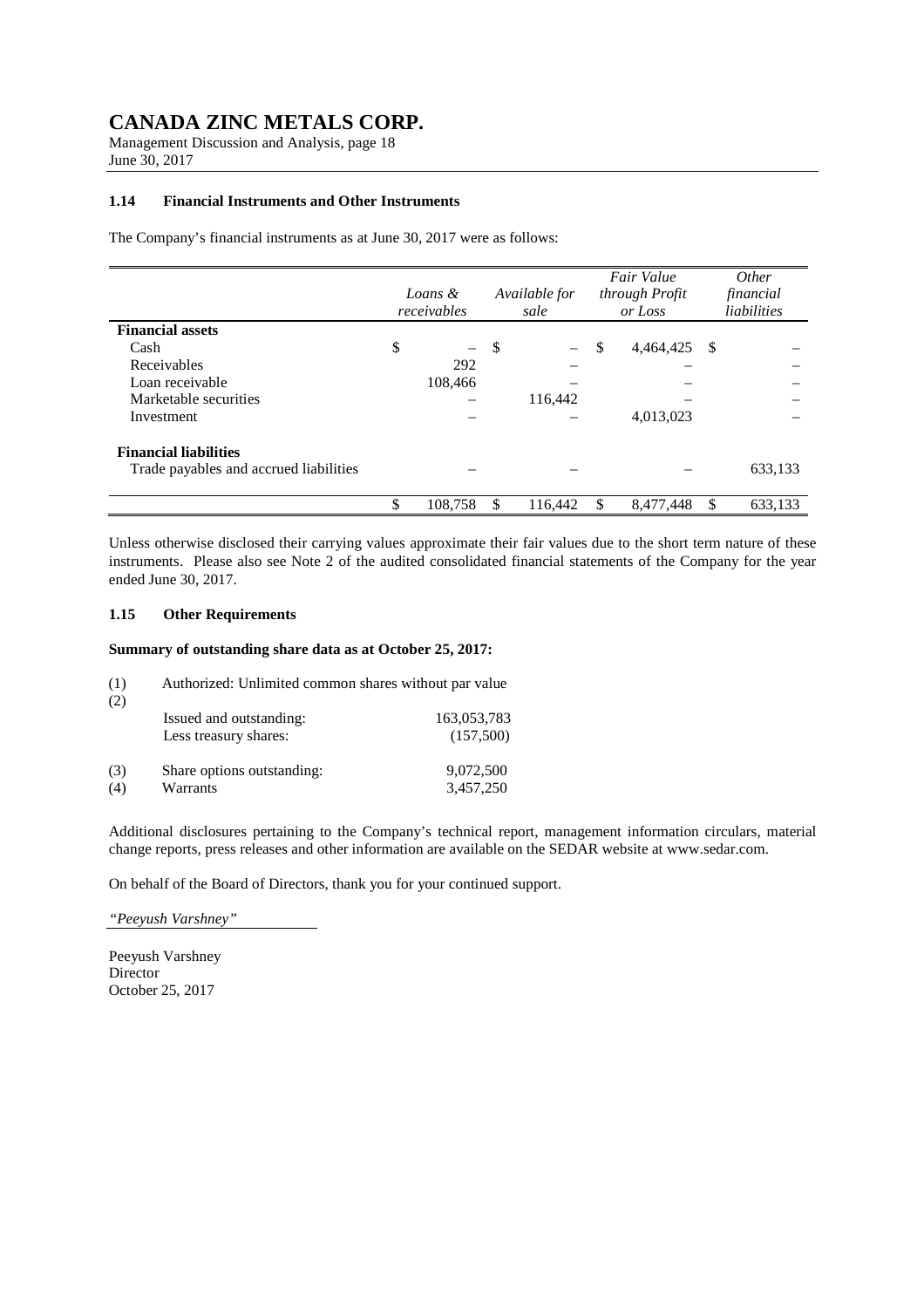### 1.14 Financial Instruments and Other Instruments

The Company's financial instruments as at June 30, 2017 were as follows:

| | *Loans & receivables* | *Available for sale* | *Fair Value through Profit or Loss* | *Other financial liabilities* |
|---|---|---|---|---|
| **Financial assets** | | | | |
| Cash | $ – | $ – | $ 4,464,425 | $ – |
| Receivables | 292 | – | – | – |
| Loan receivable | 108,466 | – | – | – |
| Marketable securities | – | 116,442 | – | – |
| Investment | – | – | 4,013,023 | – |
| **Financial liabilities** | | | | |
| Trade payables and accrued liabilities | – | – | – | 633,133 |
| | $ 108,758 | $ 116,442 | $ 8,477,448 | $ 633,133 |

Unless otherwise disclosed their carrying values approximate their fair values due to the short term nature of these instruments. Please also see Note 2 of the audited consolidated financial statements of the Company for the year ended June 30, 2017.

### 1.15 Other Requirements

**Summary of outstanding share data as at October 25, 2017:**

| | | |
|---|---|---|
| (1) | Authorized: Unlimited common shares without par value | |
| (2) | Issued and outstanding: | 163,053,783 |
| | Less treasury shares: | (157,500) |
| (3) | Share options outstanding: | 9,072,500 |
| (4) | Warrants | 3,457,250 |

Additional disclosures pertaining to the Company's technical report, management information circulars, material change reports, press releases and other information are available on the SEDAR website at www.sedar.com.

On behalf of the Board of Directors, thank you for your continued support.

*"Peeyush Varshney"*

Peeyush Varshney
Director
October 25, 2017